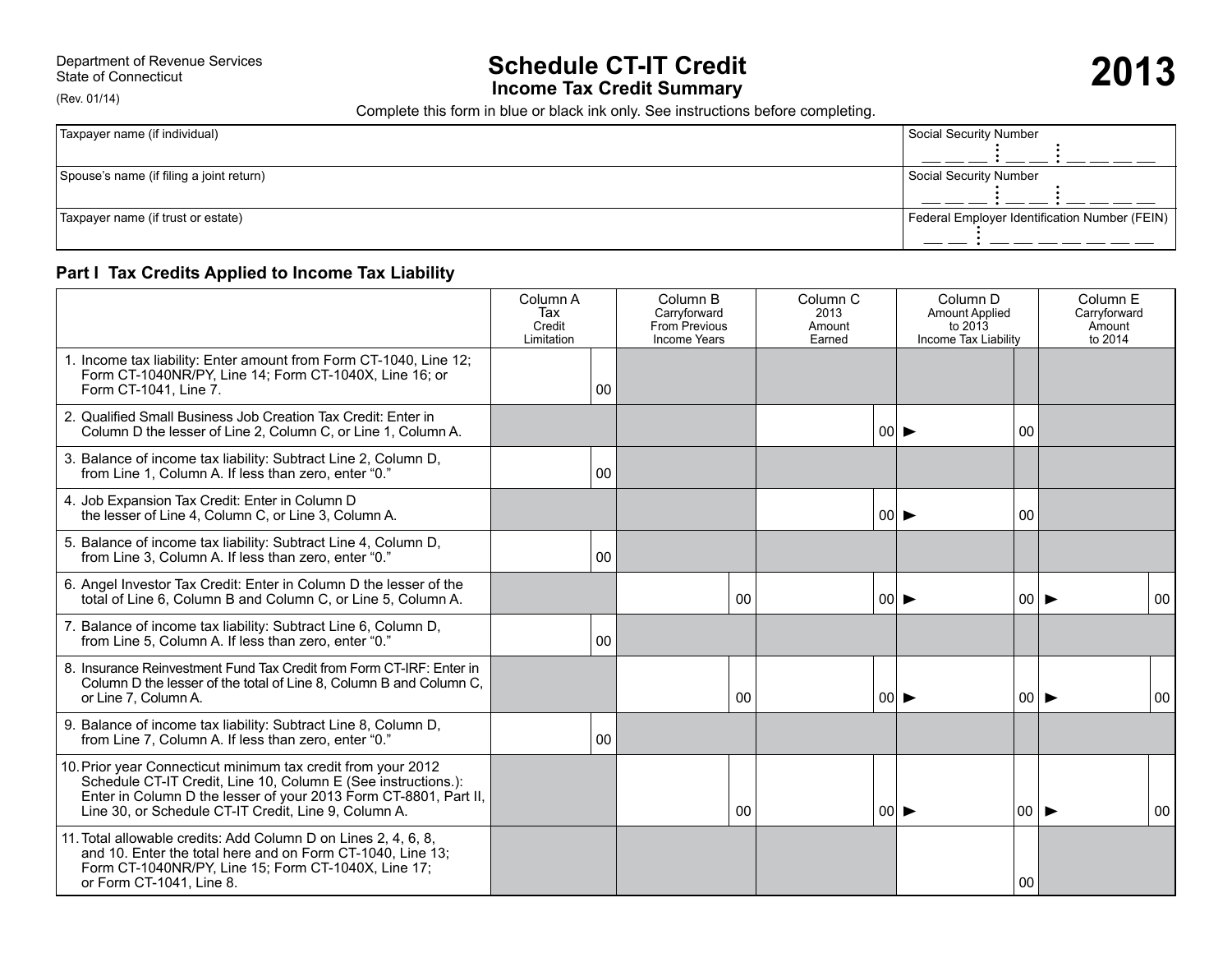Department of Revenue Services
State of Connecticut
(Rev. 01/14)

# Schedule CT-IT Credit

## Income Tax Credit Summary

# 2013

Complete this form in blue or black ink only. See instructions before completing.

| | |
|---|---|
| Taxpayer name (if individual) | Social Security Number |
| Spouse's name (if filing a joint return) | Social Security Number |
| Taxpayer name (if trust or estate) | Federal Employer Identification Number (FEIN) |

### Part I Tax Credits Applied to Income Tax Liability

| | Column A Tax Credit Limitation | Column B Carryforward From Previous Income Years | Column C 2013 Amount Earned | Column D Amount Applied to 2013 Income Tax Liability | Column E Carryforward Amount to 2014 |
|---|---|---|---|---|---|
| 1. Income tax liability: Enter amount from Form CT-1040, Line 12; Form CT-1040NR/PY, Line 14; Form CT-1040X, Line 16; or Form CT-1041, Line 7. | 00 | | | | |
| 2. Qualified Small Business Job Creation Tax Credit: Enter in Column D the lesser of Line 2, Column C, or Line 1, Column A. | | | 00 | ► 00 | |
| 3. Balance of income tax liability: Subtract Line 2, Column D, from Line 1, Column A. If less than zero, enter "0." | 00 | | | | |
| 4. Job Expansion Tax Credit: Enter in Column D the lesser of Line 4, Column C, or Line 3, Column A. | | | 00 | ► 00 | |
| 5. Balance of income tax liability: Subtract Line 4, Column D, from Line 3, Column A. If less than zero, enter "0." | 00 | | | | |
| 6. Angel Investor Tax Credit: Enter in Column D the lesser of the total of Line 6, Column B and Column C, or Line 5, Column A. | | 00 | 00 | ► 00 | ► 00 |
| 7. Balance of income tax liability: Subtract Line 6, Column D, from Line 5, Column A. If less than zero, enter "0." | 00 | | | | |
| 8. Insurance Reinvestment Fund Tax Credit from Form CT-IRF: Enter in Column D the lesser of the total of Line 8, Column B and Column C, or Line 7, Column A. | | 00 | 00 | ► 00 | ► 00 |
| 9. Balance of income tax liability: Subtract Line 8, Column D, from Line 7, Column A. If less than zero, enter "0." | 00 | | | | |
| 10. Prior year Connecticut minimum tax credit from your 2012 Schedule CT-IT Credit, Line 10, Column E (See instructions.): Enter in Column D the lesser of your 2013 Form CT-8801, Part II, Line 30, or Schedule CT-IT Credit, Line 9, Column A. | | 00 | 00 | ► 00 | ► 00 |
| 11. Total allowable credits: Add Column D on Lines 2, 4, 6, 8, and 10. Enter the total here and on Form CT-1040, Line 13; Form CT-1040NR/PY, Line 15; Form CT-1040X, Line 17; or Form CT-1041, Line 8. | | | | 00 | |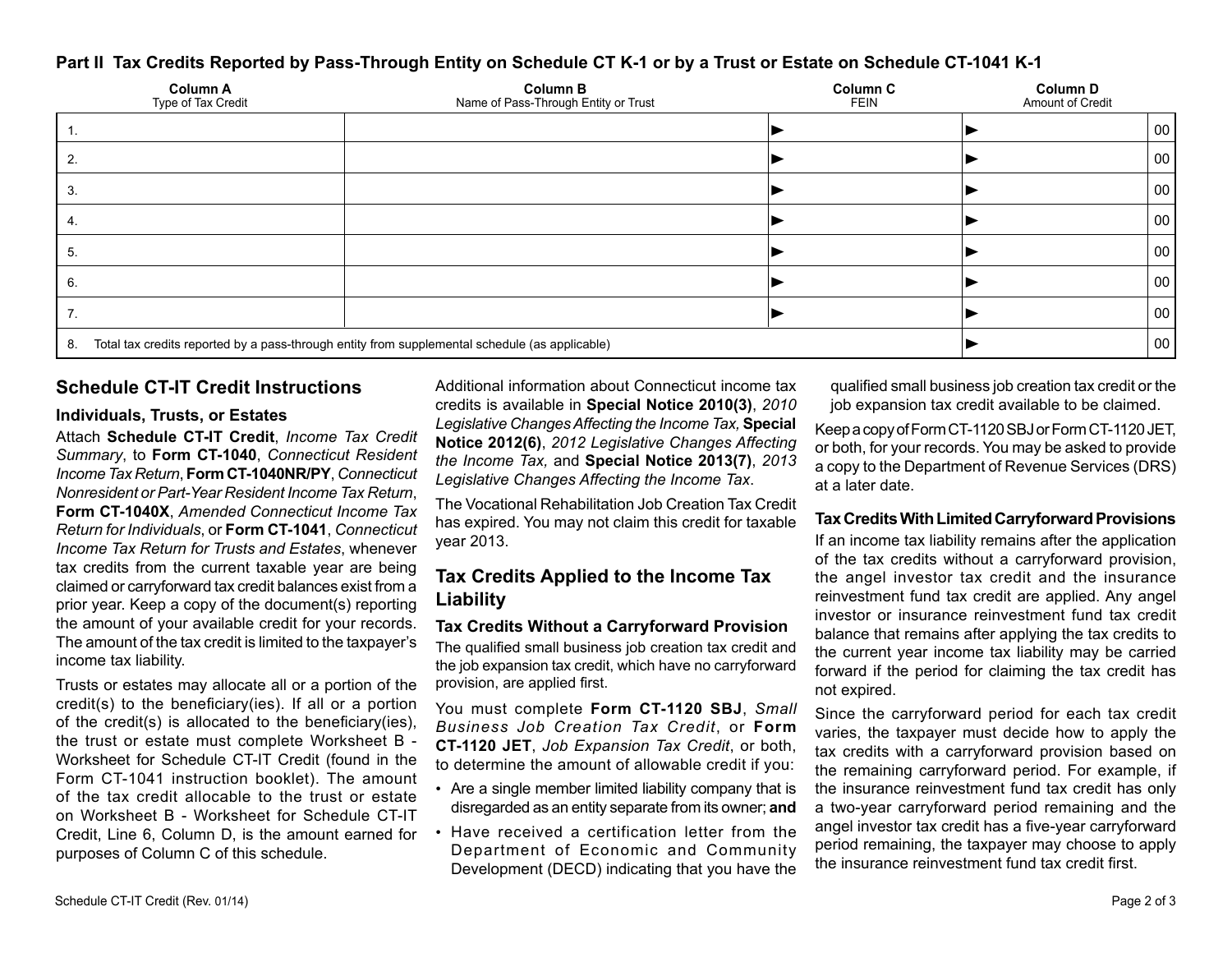## Part II Tax Credits Reported by Pass-Through Entity on Schedule CT K-1 or by a Trust or Estate on Schedule CT-1041 K-1

| Column A<br>Type of Tax Credit | Column B<br>Name of Pass-Through Entity or Trust | Column C<br>FEIN | Column D<br>Amount of Credit |
|---|---|---|---|
| 1. | | ► | ► 00 |
| 2. | | ► | ► 00 |
| 3. | | ► | ► 00 |
| 4. | | ► | ► 00 |
| 5. | | ► | ► 00 |
| 6. | | ► | ► 00 |
| 7. | | ► | ► 00 |
| 8. Total tax credits reported by a pass-through entity from supplemental schedule (as applicable) | | | ► 00 |

## Schedule CT-IT Credit Instructions

### Individuals, Trusts, or Estates

Attach **Schedule CT-IT Credit**, *Income Tax Credit Summary*, to **Form CT-1040**, *Connecticut Resident Income Tax Return*, **Form CT-1040NR/PY**, *Connecticut Nonresident or Part-Year Resident Income Tax Return*, **Form CT-1040X**, *Amended Connecticut Income Tax Return for Individuals*, or **Form CT-1041**, *Connecticut Income Tax Return for Trusts and Estates*, whenever tax credits from the current taxable year are being claimed or carryforward tax credit balances exist from a prior year. Keep a copy of the document(s) reporting the amount of your available credit for your records. The amount of the tax credit is limited to the taxpayer's income tax liability.

Trusts or estates may allocate all or a portion of the credit(s) to the beneficiary(ies). If all or a portion of the credit(s) is allocated to the beneficiary(ies), the trust or estate must complete Worksheet B - Worksheet for Schedule CT-IT Credit (found in the Form CT-1041 instruction booklet). The amount of the tax credit allocable to the trust or estate on Worksheet B - Worksheet for Schedule CT-IT Credit, Line 6, Column D, is the amount earned for purposes of Column C of this schedule.

Additional information about Connecticut income tax credits is available in **Special Notice 2010(3)**, *2010 Legislative Changes Affecting the Income Tax,* **Special Notice 2012(6)**, *2012 Legislative Changes Affecting the Income Tax,* and **Special Notice 2013(7)**, *2013 Legislative Changes Affecting the Income Tax*.

The Vocational Rehabilitation Job Creation Tax Credit has expired. You may not claim this credit for taxable year 2013.

## Tax Credits Applied to the Income Tax Liability

### Tax Credits Without a Carryforward Provision

The qualified small business job creation tax credit and the job expansion tax credit, which have no carryforward provision, are applied first.

You must complete **Form CT-1120 SBJ**, *Small Business Job Creation Tax Credit*, or **Form CT-1120 JET**, *Job Expansion Tax Credit*, or both, to determine the amount of allowable credit if you:

- Are a single member limited liability company that is disregarded as an entity separate from its owner; **and**
- Have received a certification letter from the Department of Economic and Community Development (DECD) indicating that you have the qualified small business job creation tax credit or the job expansion tax credit available to be claimed.

Keep a copy of Form CT-1120 SBJ or Form CT-1120 JET, or both, for your records. You may be asked to provide a copy to the Department of Revenue Services (DRS) at a later date.

### Tax Credits With Limited Carryforward Provisions

If an income tax liability remains after the application of the tax credits without a carryforward provision, the angel investor tax credit and the insurance reinvestment fund tax credit are applied. Any angel investor or insurance reinvestment fund tax credit balance that remains after applying the tax credits to the current year income tax liability may be carried forward if the period for claiming the tax credit has not expired.

Since the carryforward period for each tax credit varies, the taxpayer must decide how to apply the tax credits with a carryforward provision based on the remaining carryforward period. For example, if the insurance reinvestment fund tax credit has only a two-year carryforward period remaining and the angel investor tax credit has a five-year carryforward period remaining, the taxpayer may choose to apply the insurance reinvestment fund tax credit first.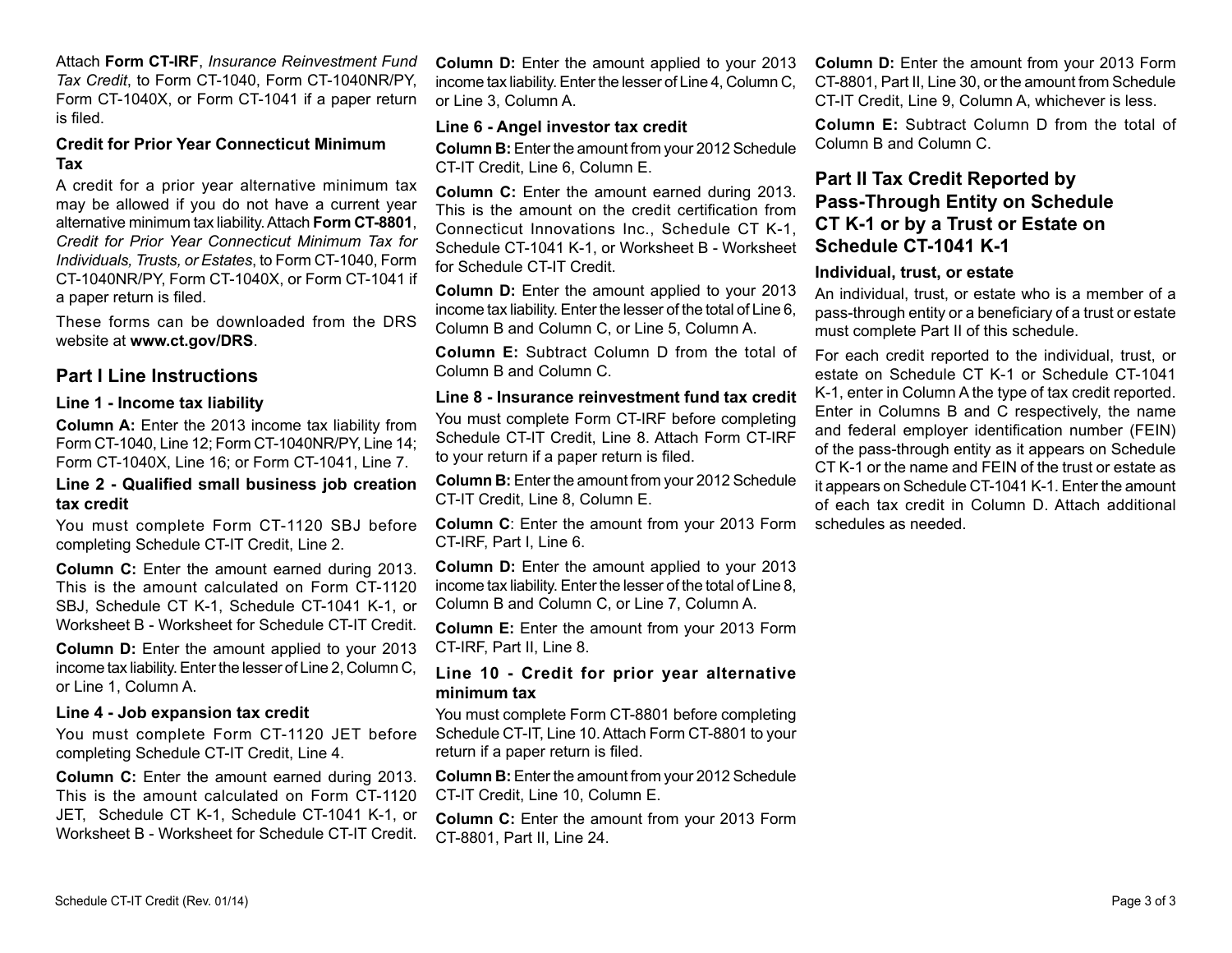Attach **Form CT-IRF**, *Insurance Reinvestment Fund Tax Credit*, to Form CT-1040, Form CT-1040NR/PY, Form CT-1040X, or Form CT-1041 if a paper return is filed.

### Credit for Prior Year Connecticut Minimum Tax

A credit for a prior year alternative minimum tax may be allowed if you do not have a current year alternative minimum tax liability. Attach **Form CT-8801**, *Credit for Prior Year Connecticut Minimum Tax for Individuals, Trusts, or Estates*, to Form CT-1040, Form CT-1040NR/PY, Form CT-1040X, or Form CT-1041 if a paper return is filed.

These forms can be downloaded from the DRS website at **www.ct.gov/DRS**.

## Part I Line Instructions

### Line 1 - Income tax liability

**Column A:** Enter the 2013 income tax liability from Form CT-1040, Line 12; Form CT-1040NR/PY, Line 14; Form CT-1040X, Line 16; or Form CT-1041, Line 7.

### Line 2 - Qualified small business job creation tax credit

You must complete Form CT-1120 SBJ before completing Schedule CT-IT Credit, Line 2.

**Column C:** Enter the amount earned during 2013. This is the amount calculated on Form CT-1120 SBJ, Schedule CT K-1, Schedule CT-1041 K-1, or Worksheet B - Worksheet for Schedule CT-IT Credit.

**Column D:** Enter the amount applied to your 2013 income tax liability. Enter the lesser of Line 2, Column C, or Line 1, Column A.

### Line 4 - Job expansion tax credit

You must complete Form CT-1120 JET before completing Schedule CT-IT Credit, Line 4.

**Column C:** Enter the amount earned during 2013. This is the amount calculated on Form CT-1120 JET, Schedule CT K-1, Schedule CT-1041 K-1, or Worksheet B - Worksheet for Schedule CT-IT Credit.

**Column D:** Enter the amount applied to your 2013 income tax liability. Enter the lesser of Line 4, Column C, or Line 3, Column A.

### Line 6 - Angel investor tax credit

**Column B:** Enter the amount from your 2012 Schedule CT-IT Credit, Line 6, Column E.

**Column C:** Enter the amount earned during 2013. This is the amount on the credit certification from Connecticut Innovations Inc., Schedule CT K-1, Schedule CT-1041 K-1, or Worksheet B - Worksheet for Schedule CT-IT Credit.

**Column D:** Enter the amount applied to your 2013 income tax liability. Enter the lesser of the total of Line 6, Column B and Column C, or Line 5, Column A.

**Column E:** Subtract Column D from the total of Column B and Column C.

### Line 8 - Insurance reinvestment fund tax credit

You must complete Form CT-IRF before completing Schedule CT-IT Credit, Line 8. Attach Form CT-IRF to your return if a paper return is filed.

**Column B:** Enter the amount from your 2012 Schedule CT-IT Credit, Line 8, Column E.

**Column C**: Enter the amount from your 2013 Form CT-IRF, Part I, Line 6.

**Column D:** Enter the amount applied to your 2013 income tax liability. Enter the lesser of the total of Line 8, Column B and Column C, or Line 7, Column A.

**Column E:** Enter the amount from your 2013 Form CT-IRF, Part II, Line 8.

### Line 10 - Credit for prior year alternative minimum tax

You must complete Form CT-8801 before completing Schedule CT-IT, Line 10. Attach Form CT-8801 to your return if a paper return is filed.

**Column B:** Enter the amount from your 2012 Schedule CT-IT Credit, Line 10, Column E.

**Column C:** Enter the amount from your 2013 Form CT-8801, Part II, Line 24.

**Column D:** Enter the amount from your 2013 Form CT-8801, Part II, Line 30, or the amount from Schedule CT-IT Credit, Line 9, Column A, whichever is less.

**Column E:** Subtract Column D from the total of Column B and Column C.

## Part II Tax Credit Reported by Pass-Through Entity on Schedule CT K-1 or by a Trust or Estate on Schedule CT-1041 K-1

### Individual, trust, or estate

An individual, trust, or estate who is a member of a pass-through entity or a beneficiary of a trust or estate must complete Part II of this schedule.

For each credit reported to the individual, trust, or estate on Schedule CT K-1 or Schedule CT-1041 K-1, enter in Column A the type of tax credit reported. Enter in Columns B and C respectively, the name and federal employer identification number (FEIN) of the pass-through entity as it appears on Schedule CT K-1 or the name and FEIN of the trust or estate as it appears on Schedule CT-1041 K-1. Enter the amount of each tax credit in Column D. Attach additional schedules as needed.